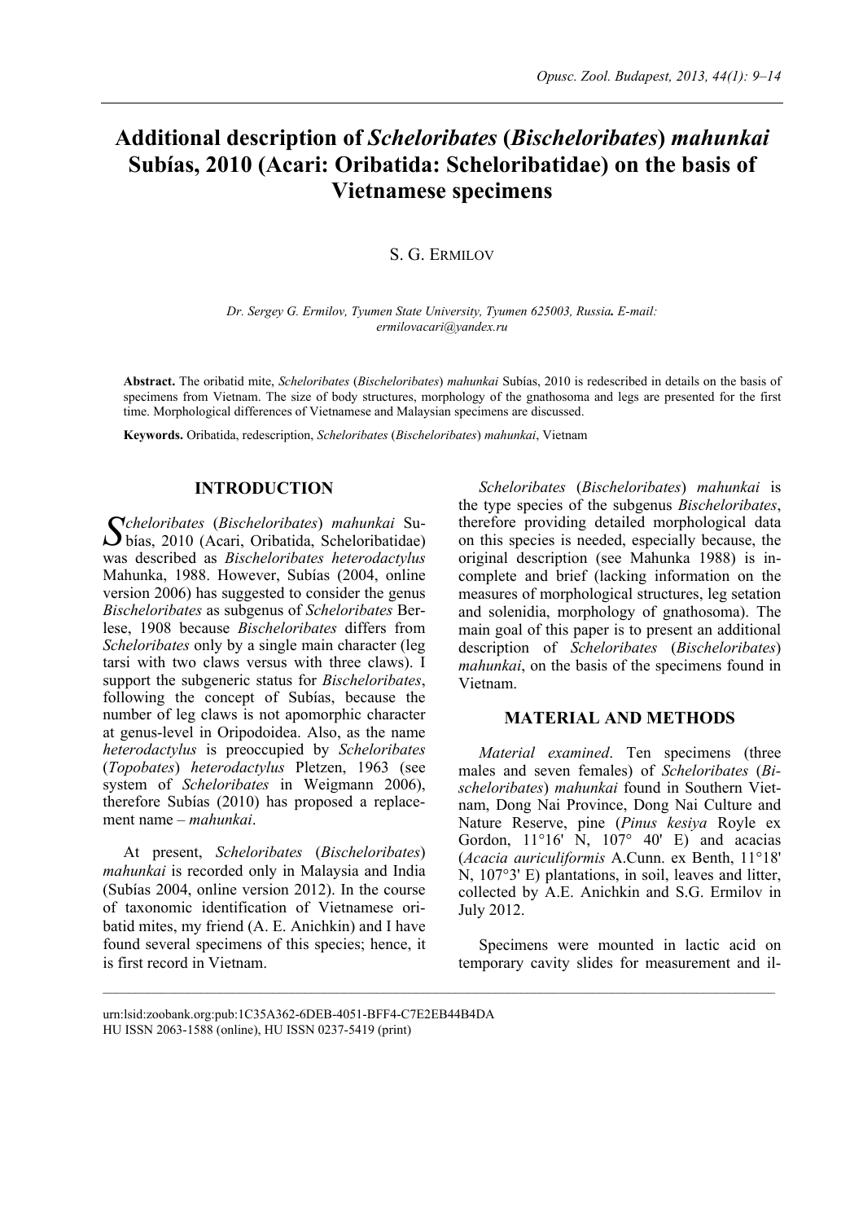# Additional description of *Scheloribates* (*Bischeloribates*) *mahunkai* Subías, 2010 (Acari: Oribatida: Scheloribatidae) on the basis of Vietnamese specimens

S. G. ERMILOV

*Dr. Sergey G. Ermilov, Tyumen State University, Tyumen 625003, Russia. E-mail: ermilovacari@yandex.ru*

**Abstract.** The oribatid mite, *Scheloribates* (*Bischeloribates*) *mahunkai* Subías, 2010 is redescribed in details on the basis of specimens from Vietnam. The size of body structures, morphology of the gnathosoma and legs are presented for the first time. Morphological differences of Vietnamese and Malaysian specimens are discussed.

**Keywords.** Oribatida, redescription, *Scheloribates* (*Bischeloribates*) *mahunkai*, Vietnam

## INTRODUCTION

*Scheloribates* (*Bischeloribates*) *mahunkai* Subías, 2010 (Acari, Oribatida, Scheloribatidae) was described as *Bischeloribates heterodactylus* Mahunka, 1988. However, Subías (2004, online version 2006) has suggested to consider the genus *Bischeloribates* as subgenus of *Scheloribates* Berlese, 1908 because *Bischeloribates* differs from *Scheloribates* only by a single main character (leg tarsi with two claws versus with three claws). I support the subgeneric status for *Bischeloribates*, following the concept of Subías, because the number of leg claws is not apomorphic character at genus-level in Oripodoidea. Also, as the name *heterodactylus* is preoccupied by *Scheloribates* (*Topobates*) *heterodactylus* Pletzen, 1963 (see system of *Scheloribates* in Weigmann 2006), therefore Subías (2010) has proposed a replacement name – *mahunkai*.

At present, *Scheloribates* (*Bischeloribates*) *mahunkai* is recorded only in Malaysia and India (Subías 2004, online version 2012). In the course of taxonomic identification of Vietnamese oribatid mites, my friend (A. E. Anichkin) and I have found several specimens of this species; hence, it is first record in Vietnam.

*Scheloribates* (*Bischeloribates*) *mahunkai* is the type species of the subgenus *Bischeloribates*, therefore providing detailed morphological data on this species is needed, especially because, the original description (see Mahunka 1988) is incomplete and brief (lacking information on the measures of morphological structures, leg setation and solenidia, morphology of gnathosoma). The main goal of this paper is to present an additional description of *Scheloribates* (*Bischeloribates*) *mahunkai*, on the basis of the specimens found in Vietnam.

## MATERIAL AND METHODS

*Material examined*. Ten specimens (three males and seven females) of *Scheloribates* (*Bischeloribates*) *mahunkai* found in Southern Vietnam, Dong Nai Province, Dong Nai Culture and Nature Reserve, pine (*Pinus kesiya* Royle ex Gordon, 11°16' N, 107° 40' E) and acacias (*Acacia auriculiformis* A.Cunn. ex Benth, 11°18' N, 107°3' E) plantations, in soil, leaves and litter, collected by A.E. Anichkin and S.G. Ermilov in July 2012.

Specimens were mounted in lactic acid on temporary cavity slides for measurement and il-

urn:lsid:zoobank.org:pub:1C35A362-6DEB-4051-BFF4-C7E2EB44B4DA
HU ISSN 2063-1588 (online), HU ISSN 0237-5419 (print)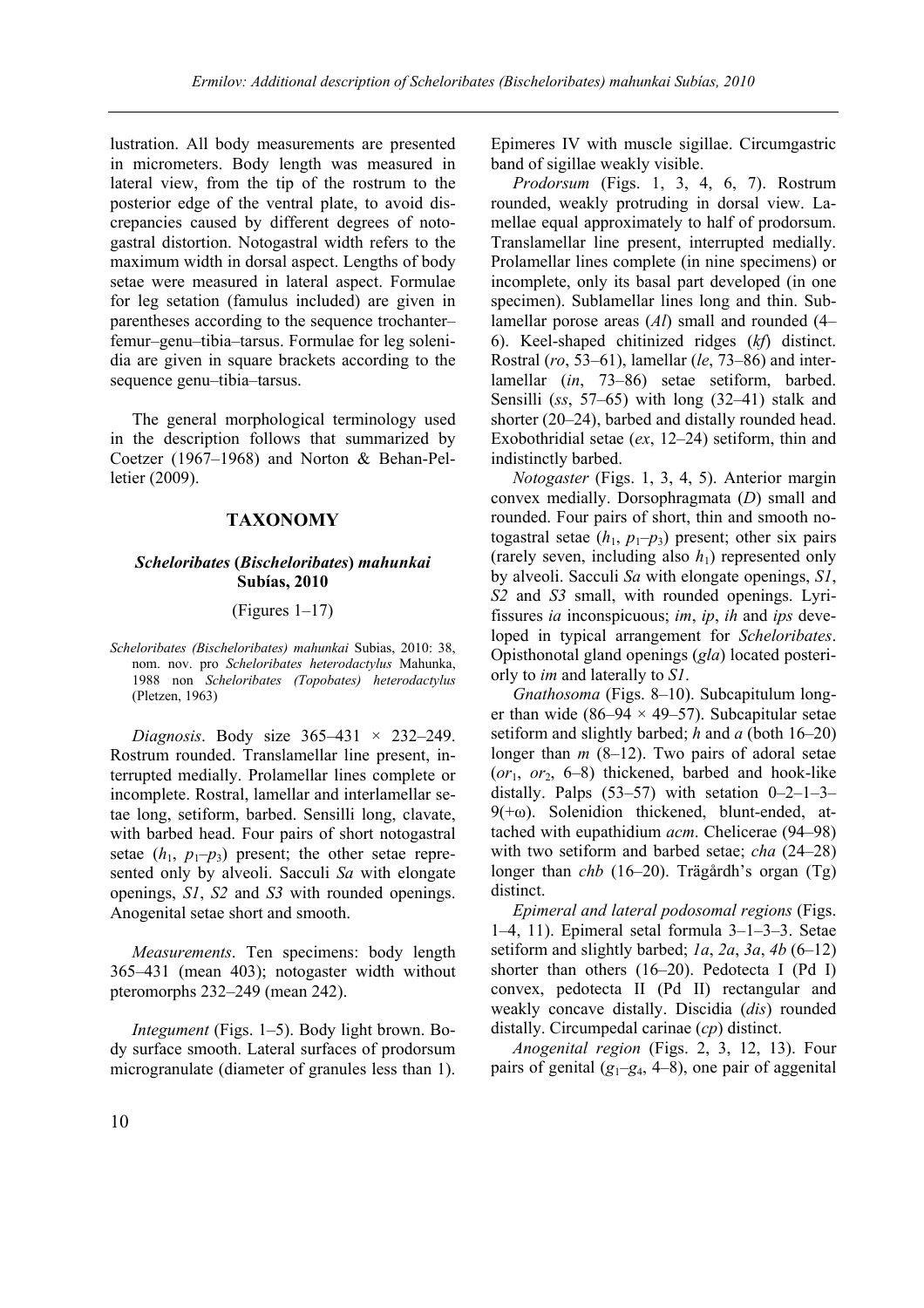lustration. All body measurements are presented in micrometers. Body length was measured in lateral view, from the tip of the rostrum to the posterior edge of the ventral plate, to avoid discrepancies caused by different degrees of notogastral distortion. Notogastral width refers to the maximum width in dorsal aspect. Lengths of body setae were measured in lateral aspect. Formulae for leg setation (famulus included) are given in parentheses according to the sequence trochanter–femur–genu–tibia–tarsus. Formulae for leg solenidia are given in square brackets according to the sequence genu–tibia–tarsus.

The general morphological terminology used in the description follows that summarized by Coetzer (1967–1968) and Norton & Behan-Pelletier (2009).

## TAXONOMY

### *Scheloribates* (*Bischeloribates*) *mahunkai* Subías, 2010

(Figures 1–17)

*Scheloribates (Bischeloribates) mahunkai* Subias, 2010: 38, nom. nov. pro *Scheloribates heterodactylus* Mahunka, 1988 non *Scheloribates (Topobates) heterodactylus* (Pletzen, 1963)

*Diagnosis*. Body size 365–431 × 232–249. Rostrum rounded. Translamellar line present, interrupted medially. Prolamellar lines complete or incomplete. Rostral, lamellar and interlamellar setae long, setiform, barbed. Sensilli long, clavate, with barbed head. Four pairs of short notogastral setae ($h_1$, $p_1$–$p_3$) present; the other setae represented only by alveoli. Sacculi *Sa* with elongate openings, *S1*, *S2* and *S3* with rounded openings. Anogenital setae short and smooth.

*Measurements*. Ten specimens: body length 365–431 (mean 403); notogaster width without pteromorphs 232–249 (mean 242).

*Integument* (Figs. 1–5). Body light brown. Body surface smooth. Lateral surfaces of prodorsum microgranulate (diameter of granules less than 1). Epimeres IV with muscle sigillae. Circumgastric band of sigillae weakly visible.

*Prodorsum* (Figs. 1, 3, 4, 6, 7). Rostrum rounded, weakly protruding in dorsal view. Lamellae equal approximately to half of prodorsum. Translamellar line present, interrupted medially. Prolamellar lines complete (in nine specimens) or incomplete, only its basal part developed (in one specimen). Sublamellar lines long and thin. Sublamellar porose areas (*Al*) small and rounded (4–6). Keel-shaped chitinized ridges (*kf*) distinct. Rostral (*ro*, 53–61), lamellar (*le*, 73–86) and interlamellar (*in*, 73–86) setae setiform, barbed. Sensilli (*ss*, 57–65) with long (32–41) stalk and shorter (20–24), barbed and distally rounded head. Exobothridial setae (*ex*, 12–24) setiform, thin and indistinctly barbed.

*Notogaster* (Figs. 1, 3, 4, 5). Anterior margin convex medially. Dorsophragmata (*D*) small and rounded. Four pairs of short, thin and smooth notogastral setae ($h_1$, $p_1$–$p_3$) present; other six pairs (rarely seven, including also $h_1$) represented only by alveoli. Sacculi *Sa* with elongate openings, *S1*, *S2* and *S3* small, with rounded openings. Lyrifissures *ia* inconspicuous; *im*, *ip*, *ih* and *ips* developed in typical arrangement for *Scheloribates*. Opisthonotal gland openings (*gla*) located posteriorly to *im* and laterally to *S1*.

*Gnathosoma* (Figs. 8–10). Subcapitulum longer than wide (86–94 × 49–57). Subcapitular setae setiform and slightly barbed; *h* and *a* (both 16–20) longer than *m* (8–12). Two pairs of adoral setae ($or_1$, $or_2$, 6–8) thickened, barbed and hook-like distally. Palps (53–57) with setation 0–2–1–3–9(+ω). Solenidion thickened, blunt-ended, attached with eupathidium *acm*. Chelicerae (94–98) with two setiform and barbed setae; *cha* (24–28) longer than *chb* (16–20). Trägårdh's organ (Tg) distinct.

*Epimeral and lateral podosomal regions* (Figs. 1–4, 11). Epimeral setal formula 3–1–3–3. Setae setiform and slightly barbed; *1a*, *2a*, *3a*, *4b* (6–12) shorter than others (16–20). Pedotecta I (Pd I) convex, pedotecta II (Pd II) rectangular and weakly concave distally. Discidia (*dis*) rounded distally. Circumpedal carinae (*cp*) distinct.

*Anogenital region* (Figs. 2, 3, 12, 13). Four pairs of genital ($g_1$–$g_4$, 4–8), one pair of aggenital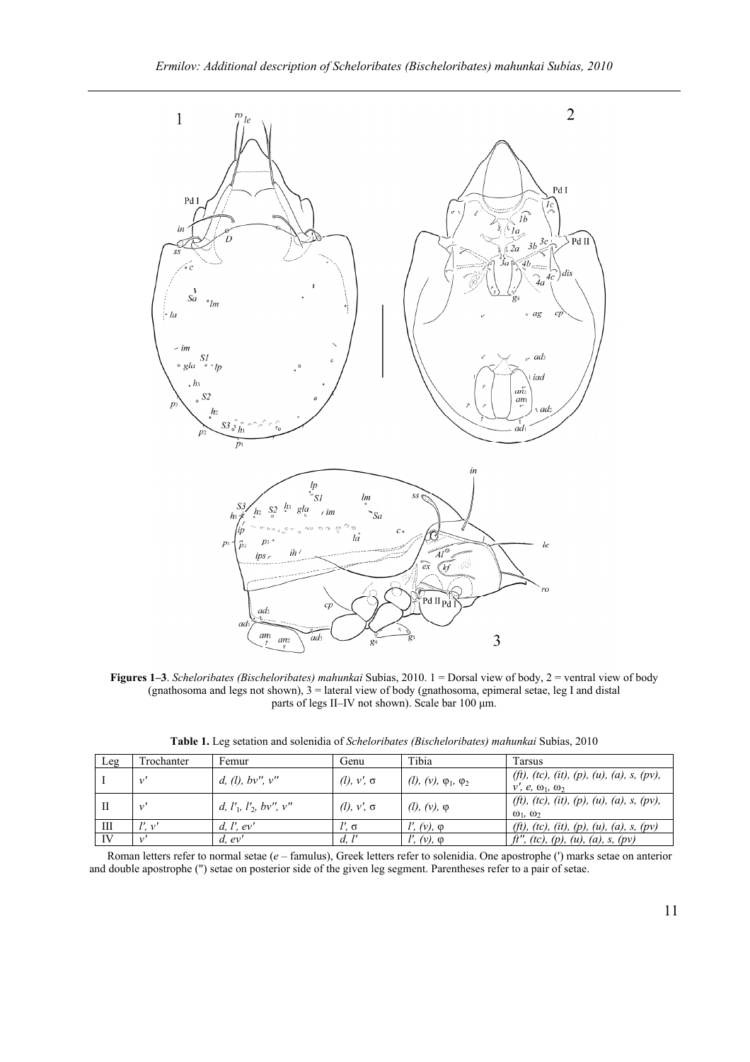**Figures 1–3**. *Scheloribates (Bischeloribates) mahunkai* Subías, 2010. 1 = Dorsal view of body, 2 = ventral view of body (gnathosoma and legs not shown), 3 = lateral view of body (gnathosoma, epimeral setae, leg I and distal parts of legs II–IV not shown). Scale bar 100 µm.

**Table 1.** Leg setation and solenidia of *Scheloribates (Bischeloribates) mahunkai* Subías, 2010

| Leg | Trochanter | Femur | Genu | Tibia | Tarsus |
|---|---|---|---|---|---|
| I | *v′* | *d, (l), bv″, v″* | *(l), v′,* σ | *(l), (v),* $\varphi_1$, $\varphi_2$ | *(ft), (tc), (it), (p), (u), (a), s, (pv), v′, e,* $\omega_1$, $\omega_2$ |
| II | *v′* | *d,* $l'_1$, $l'_2$, *bv″, v″* | *(l), v′,* σ | *(l), (v),* φ | *(ft), (tc), (it), (p), (u), (a), s, (pv),* $\omega_1$, $\omega_2$ |
| III | *l′, v′* | *d, l′, ev′* | *l′,* σ | *l′, (v),* φ | *(ft), (tc), (it), (p), (u), (a), s, (pv)* |
| IV | *v′* | *d, ev′* | *d, l′* | *l′, (v),* φ | *ft″, (tc), (p), (u), (a), s, (pv)* |

Roman letters refer to normal setae (*e* – famulus), Greek letters refer to solenidia. One apostrophe (′) marks setae on anterior and double apostrophe (″) setae on posterior side of the given leg segment. Parentheses refer to a pair of setae.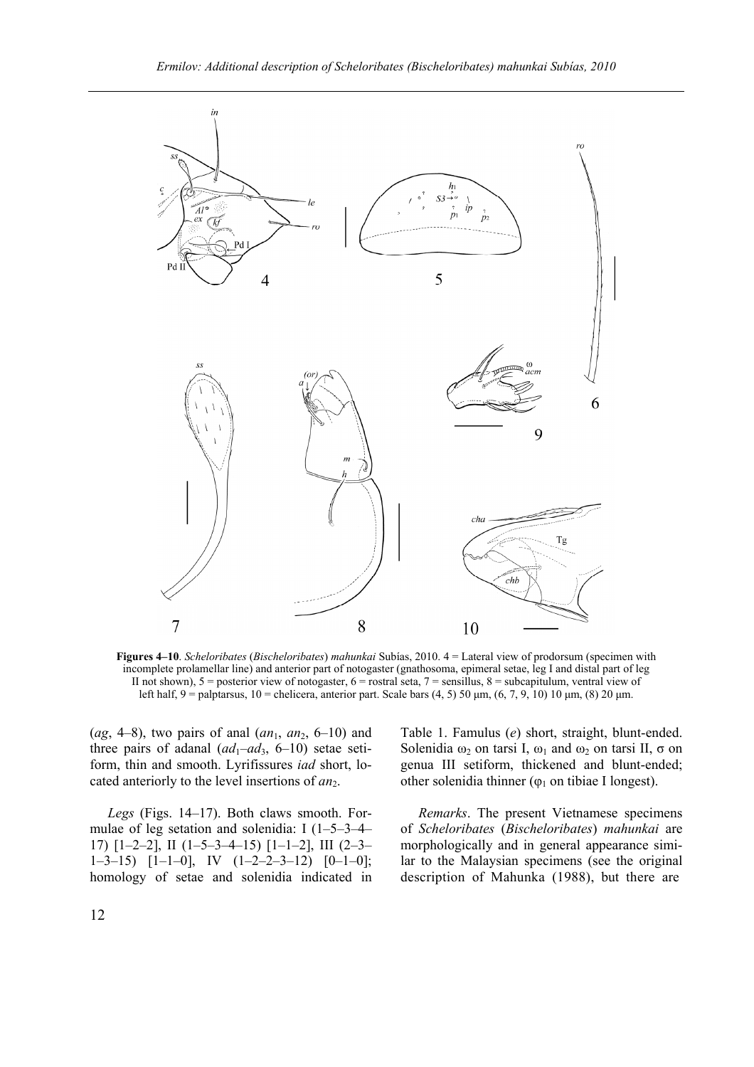**Figures 4–10**. *Scheloribates* (*Bischeloribates*) *mahunkai* Subías, 2010. 4 = Lateral view of prodorsum (specimen with incomplete prolamellar line) and anterior part of notogaster (gnathosoma, epimeral setae, leg I and distal part of leg II not shown), 5 = posterior view of notogaster, 6 = rostral seta, 7 = sensillus, 8 = subcapitulum, ventral view of left half, 9 = palptarsus, 10 = chelicera, anterior part. Scale bars (4, 5) 50 μm, (6, 7, 9, 10) 10 μm, (8) 20 μm.

(*ag*, 4–8), two pairs of anal (*an*$_1$, *an*$_2$, 6–10) and three pairs of adanal (*ad*$_1$–*ad*$_3$, 6–10) setae setiform, thin and smooth. Lyrifissures *iad* short, located anteriorly to the level insertions of *an*$_2$.

*Legs* (Figs. 14–17). Both claws smooth. Formulae of leg setation and solenidia: I (1–5–3–4–17) [1–2–2], II (1–5–3–4–15) [1–1–2], III (2–3–1–3–15) [1–1–0], IV (1–2–2–3–12) [0–1–0]; homology of setae and solenidia indicated in Table 1. Famulus (*e*) short, straight, blunt-ended. Solenidia $\omega_2$ on tarsi I, $\omega_1$ and $\omega_2$ on tarsi II, σ on genua III setiform, thickened and blunt-ended; other solenidia thinner ($\varphi_1$ on tibiae I longest).

*Remarks*. The present Vietnamese specimens of *Scheloribates* (*Bischeloribates*) *mahunkai* are morphologically and in general appearance similar to the Malaysian specimens (see the original description of Mahunka (1988), but there are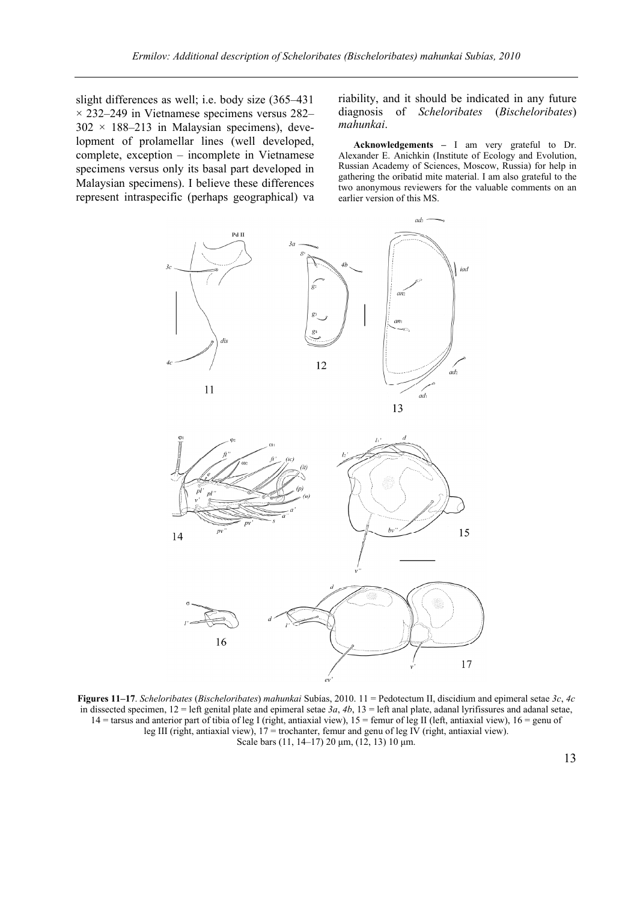slight differences as well; i.e. body size (365–431 × 232–249 in Vietnamese specimens versus 282–302 × 188–213 in Malaysian specimens), development of prolamellar lines (well developed, complete, exception – incomplete in Vietnamese specimens versus only its basal part developed in Malaysian specimens). I believe these differences represent intraspecific (perhaps geographical) variability, and it should be indicated in any future diagnosis of *Scheloribates* (*Bischeloribates*) *mahunkai*.

**Acknowledgements –** I am very grateful to Dr. Alexander E. Anichkin (Institute of Ecology and Evolution, Russian Academy of Sciences, Moscow, Russia) for help in gathering the oribatid mite material. I am also grateful to the two anonymous reviewers for the valuable comments on an earlier version of this MS.

**Figures 11–17**. *Scheloribates* (*Bischeloribates*) *mahunkai* Subías, 2010. 11 = Pedotectum II, discidium and epimeral setae *3c*, *4c* in dissected specimen, 12 = left genital plate and epimeral setae *3a*, *4b*, 13 = left anal plate, adanal lyrifissures and adanal setae, 14 = tarsus and anterior part of tibia of leg I (right, antiaxial view), 15 = femur of leg II (left, antiaxial view), 16 = genu of leg III (right, antiaxial view), 17 = trochanter, femur and genu of leg IV (right, antiaxial view). Scale bars (11, 14–17) 20 μm, (12, 13) 10 μm.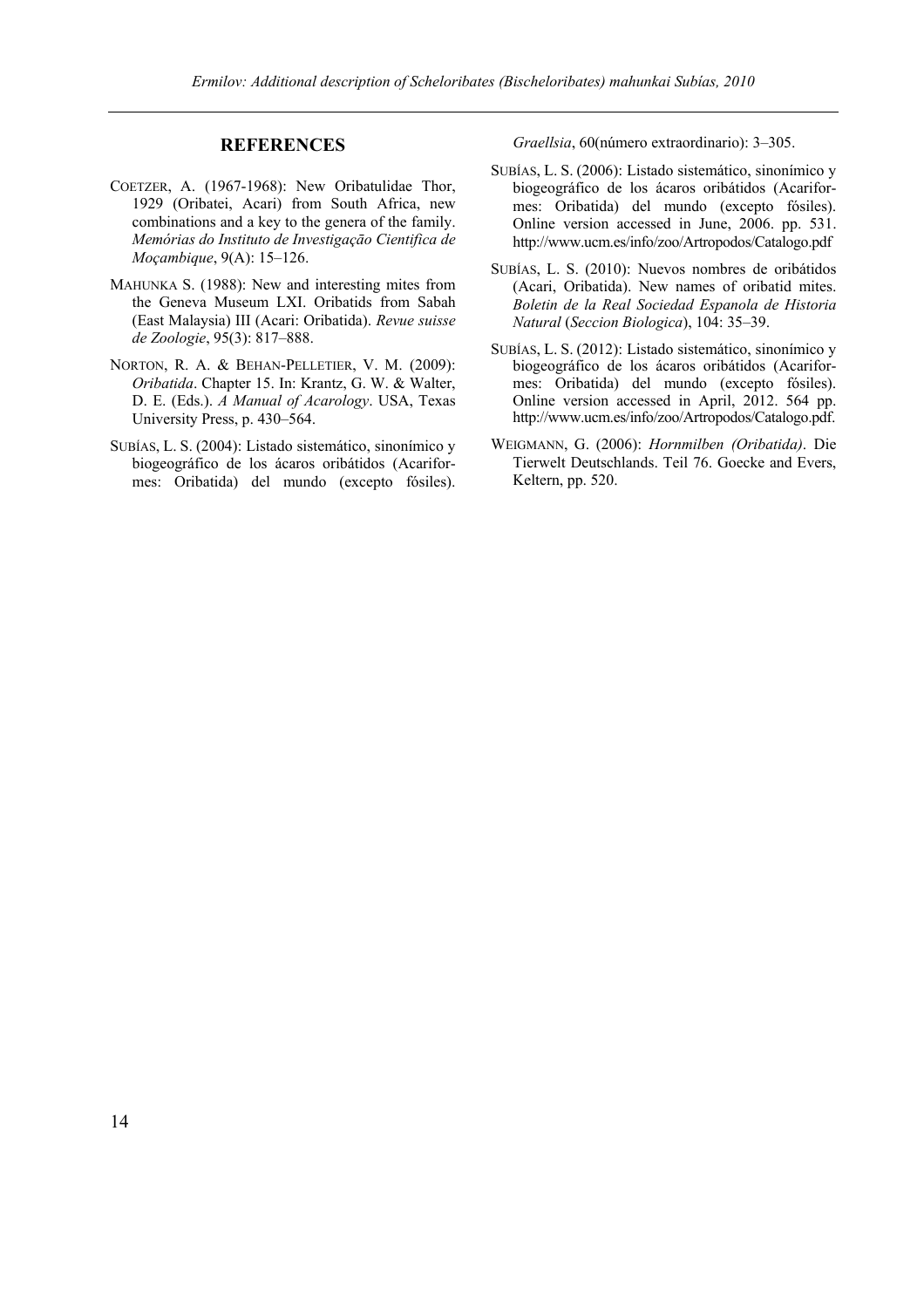## REFERENCES

COETZER, A. (1967-1968): New Oribatulidae Thor, 1929 (Oribatei, Acari) from South Africa, new combinations and a key to the genera of the family. *Memórias do Instituto de Investigação Cientifica de Moçambique*, 9(A): 15–126.

MAHUNKA S. (1988): New and interesting mites from the Geneva Museum LXI. Oribatids from Sabah (East Malaysia) III (Acari: Oribatida). *Revue suisse de Zoologie*, 95(3): 817–888.

NORTON, R. A. & BEHAN-PELLETIER, V. M. (2009): *Oribatida*. Chapter 15. In: Krantz, G. W. & Walter, D. E. (Eds.). *A Manual of Acarology*. USA, Texas University Press, p. 430–564.

SUBÍAS, L. S. (2004): Listado sistemático, sinonímico y biogeográfico de los ácaros oribátidos (Acariformes: Oribatida) del mundo (excepto fósiles). *Graellsia*, 60(número extraordinario): 3–305.

SUBÍAS, L. S. (2006): Listado sistemático, sinonímico y biogeográfico de los ácaros oribátidos (Acariformes: Oribatida) del mundo (excepto fósiles). Online version accessed in June, 2006. pp. 531. http://www.ucm.es/info/zoo/Artropodos/Catalogo.pdf

SUBÍAS, L. S. (2010): Nuevos nombres de oribátidos (Acari, Oribatida). New names of oribatid mites. *Boletin de la Real Sociedad Espanola de Historia Natural* (*Seccion Biologica*), 104: 35–39.

SUBÍAS, L. S. (2012): Listado sistemático, sinonímico y biogeográfico de los ácaros oribátidos (Acariformes: Oribatida) del mundo (excepto fósiles). Online version accessed in April, 2012. 564 pp. http://www.ucm.es/info/zoo/Artropodos/Catalogo.pdf.

WEIGMANN, G. (2006): *Hornmilben (Oribatida)*. Die Tierwelt Deutschlands. Teil 76. Goecke and Evers, Keltern, pp. 520.